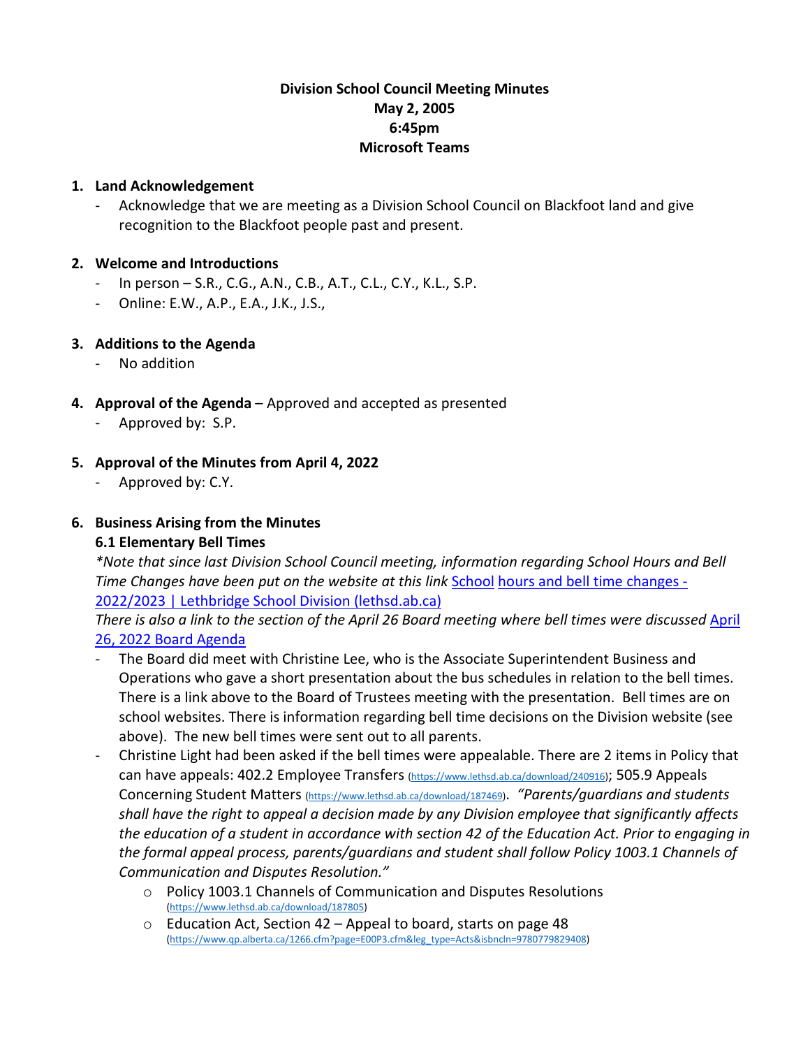# Division School Council Meeting Minutes

**May 2, 2005**
**6:45pm**
**Microsoft Teams**

1. **Land Acknowledgement**
   - Acknowledge that we are meeting as a Division School Council on Blackfoot land and give recognition to the Blackfoot people past and present.

2. **Welcome and Introductions**
   - In person – S.R., C.G., A.N., C.B., A.T., C.L., C.Y., K.L., S.P.
   - Online: E.W., A.P., E.A., J.K., J.S.,

3. **Additions to the Agenda**
   - No addition

4. **Approval of the Agenda** – Approved and accepted as presented
   - Approved by: S.P.

5. **Approval of the Minutes from April 4, 2022**
   - Approved by: C.Y.

6. **Business Arising from the Minutes**

   **6.1 Elementary Bell Times**

   *\*Note that since last Division School Council meeting, information regarding School Hours and Bell Time Changes have been put on the website at this link* [School hours and bell time changes - 2022/2023 | Lethbridge School Division (lethsd.ab.ca)]()

   *There is also a link to the section of the April 26 Board meeting where bell times were discussed* [April 26, 2022 Board Agenda]()

   - The Board did meet with Christine Lee, who is the Associate Superintendent Business and Operations who gave a short presentation about the bus schedules in relation to the bell times. There is a link above to the Board of Trustees meeting with the presentation. Bell times are on school websites. There is information regarding bell time decisions on the Division website (see above). The new bell times were sent out to all parents.
   - Christine Light had been asked if the bell times were appealable. There are 2 items in Policy that can have appeals: 402.2 Employee Transfers (https://www.lethsd.ab.ca/download/240916); 505.9 Appeals Concerning Student Matters (https://www.lethsd.ab.ca/download/187469). *"Parents/guardians and students shall have the right to appeal a decision made by any Division employee that significantly affects the education of a student in accordance with section 42 of the Education Act. Prior to engaging in the formal appeal process, parents/guardians and student shall follow Policy 1003.1 Channels of Communication and Disputes Resolution."*
     - Policy 1003.1 Channels of Communication and Disputes Resolutions (https://www.lethsd.ab.ca/download/187805)
     - Education Act, Section 42 – Appeal to board, starts on page 48 (https://www.qp.alberta.ca/1266.cfm?page=E00P3.cfm&leg_type=Acts&isbncln=9780779829408)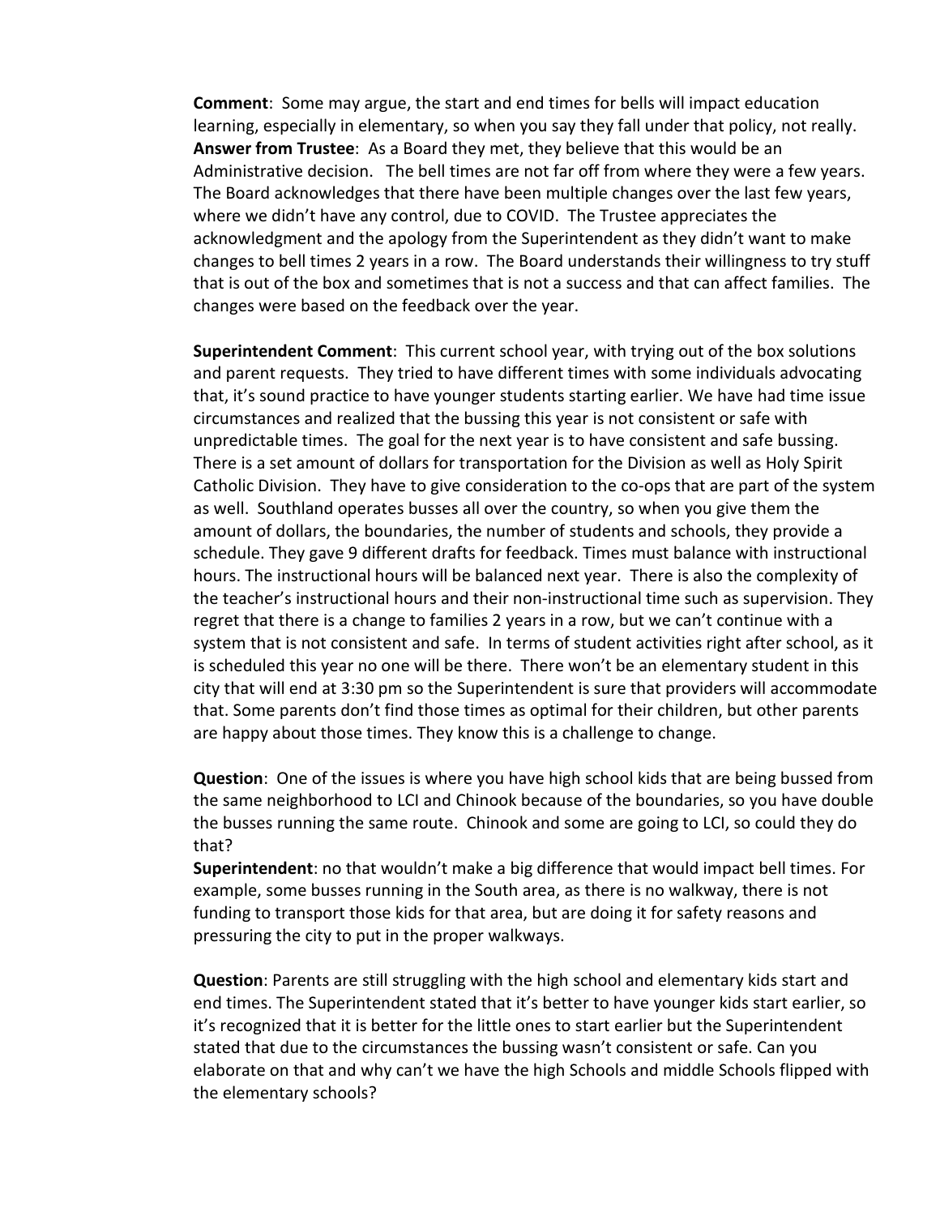**Comment**: Some may argue, the start and end times for bells will impact education learning, especially in elementary, so when you say they fall under that policy, not really.
**Answer from Trustee**: As a Board they met, they believe that this would be an Administrative decision. The bell times are not far off from where they were a few years. The Board acknowledges that there have been multiple changes over the last few years, where we didn't have any control, due to COVID. The Trustee appreciates the acknowledgment and the apology from the Superintendent as they didn't want to make changes to bell times 2 years in a row. The Board understands their willingness to try stuff that is out of the box and sometimes that is not a success and that can affect families. The changes were based on the feedback over the year.

**Superintendent Comment**: This current school year, with trying out of the box solutions and parent requests. They tried to have different times with some individuals advocating that, it's sound practice to have younger students starting earlier. We have had time issue circumstances and realized that the bussing this year is not consistent or safe with unpredictable times. The goal for the next year is to have consistent and safe bussing. There is a set amount of dollars for transportation for the Division as well as Holy Spirit Catholic Division. They have to give consideration to the co-ops that are part of the system as well. Southland operates busses all over the country, so when you give them the amount of dollars, the boundaries, the number of students and schools, they provide a schedule. They gave 9 different drafts for feedback. Times must balance with instructional hours. The instructional hours will be balanced next year. There is also the complexity of the teacher's instructional hours and their non-instructional time such as supervision. They regret that there is a change to families 2 years in a row, but we can't continue with a system that is not consistent and safe. In terms of student activities right after school, as it is scheduled this year no one will be there. There won't be an elementary student in this city that will end at 3:30 pm so the Superintendent is sure that providers will accommodate that. Some parents don't find those times as optimal for their children, but other parents are happy about those times. They know this is a challenge to change.

**Question**: One of the issues is where you have high school kids that are being bussed from the same neighborhood to LCI and Chinook because of the boundaries, so you have double the busses running the same route. Chinook and some are going to LCI, so could they do that?
**Superintendent**: no that wouldn't make a big difference that would impact bell times. For example, some busses running in the South area, as there is no walkway, there is not funding to transport those kids for that area, but are doing it for safety reasons and pressuring the city to put in the proper walkways.

**Question**: Parents are still struggling with the high school and elementary kids start and end times. The Superintendent stated that it's better to have younger kids start earlier, so it's recognized that it is better for the little ones to start earlier but the Superintendent stated that due to the circumstances the bussing wasn't consistent or safe. Can you elaborate on that and why can't we have the high Schools and middle Schools flipped with the elementary schools?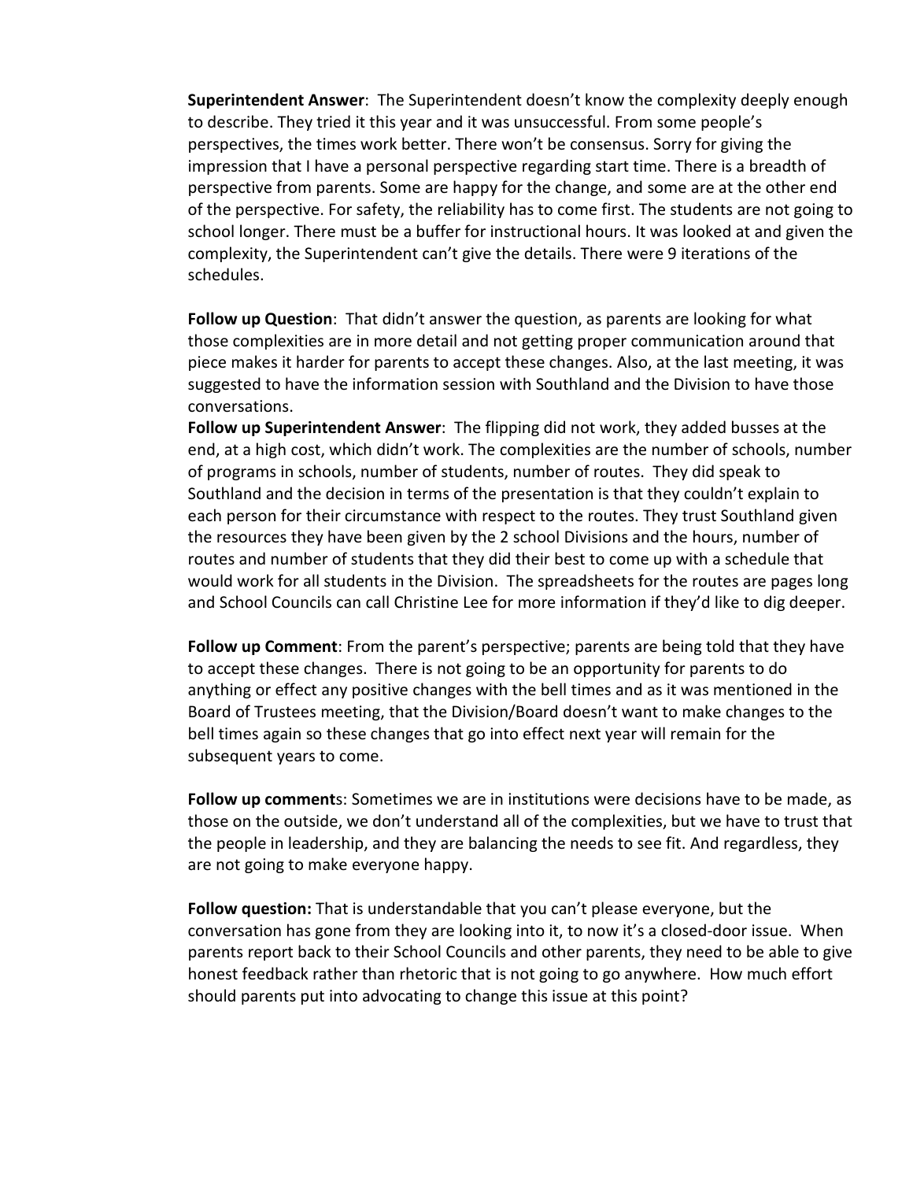**Superintendent Answer**: The Superintendent doesn't know the complexity deeply enough to describe. They tried it this year and it was unsuccessful. From some people's perspectives, the times work better. There won't be consensus. Sorry for giving the impression that I have a personal perspective regarding start time. There is a breadth of perspective from parents. Some are happy for the change, and some are at the other end of the perspective. For safety, the reliability has to come first. The students are not going to school longer. There must be a buffer for instructional hours. It was looked at and given the complexity, the Superintendent can't give the details. There were 9 iterations of the schedules.

**Follow up Question**: That didn't answer the question, as parents are looking for what those complexities are in more detail and not getting proper communication around that piece makes it harder for parents to accept these changes. Also, at the last meeting, it was suggested to have the information session with Southland and the Division to have those conversations.

**Follow up Superintendent Answer**: The flipping did not work, they added busses at the end, at a high cost, which didn't work. The complexities are the number of schools, number of programs in schools, number of students, number of routes. They did speak to Southland and the decision in terms of the presentation is that they couldn't explain to each person for their circumstance with respect to the routes. They trust Southland given the resources they have been given by the 2 school Divisions and the hours, number of routes and number of students that they did their best to come up with a schedule that would work for all students in the Division. The spreadsheets for the routes are pages long and School Councils can call Christine Lee for more information if they'd like to dig deeper.

**Follow up Comment**: From the parent's perspective; parents are being told that they have to accept these changes. There is not going to be an opportunity for parents to do anything or effect any positive changes with the bell times and as it was mentioned in the Board of Trustees meeting, that the Division/Board doesn't want to make changes to the bell times again so these changes that go into effect next year will remain for the subsequent years to come.

**Follow up comment**s: Sometimes we are in institutions were decisions have to be made, as those on the outside, we don't understand all of the complexities, but we have to trust that the people in leadership, and they are balancing the needs to see fit. And regardless, they are not going to make everyone happy.

**Follow question:** That is understandable that you can't please everyone, but the conversation has gone from they are looking into it, to now it's a closed-door issue. When parents report back to their School Councils and other parents, they need to be able to give honest feedback rather than rhetoric that is not going to go anywhere. How much effort should parents put into advocating to change this issue at this point?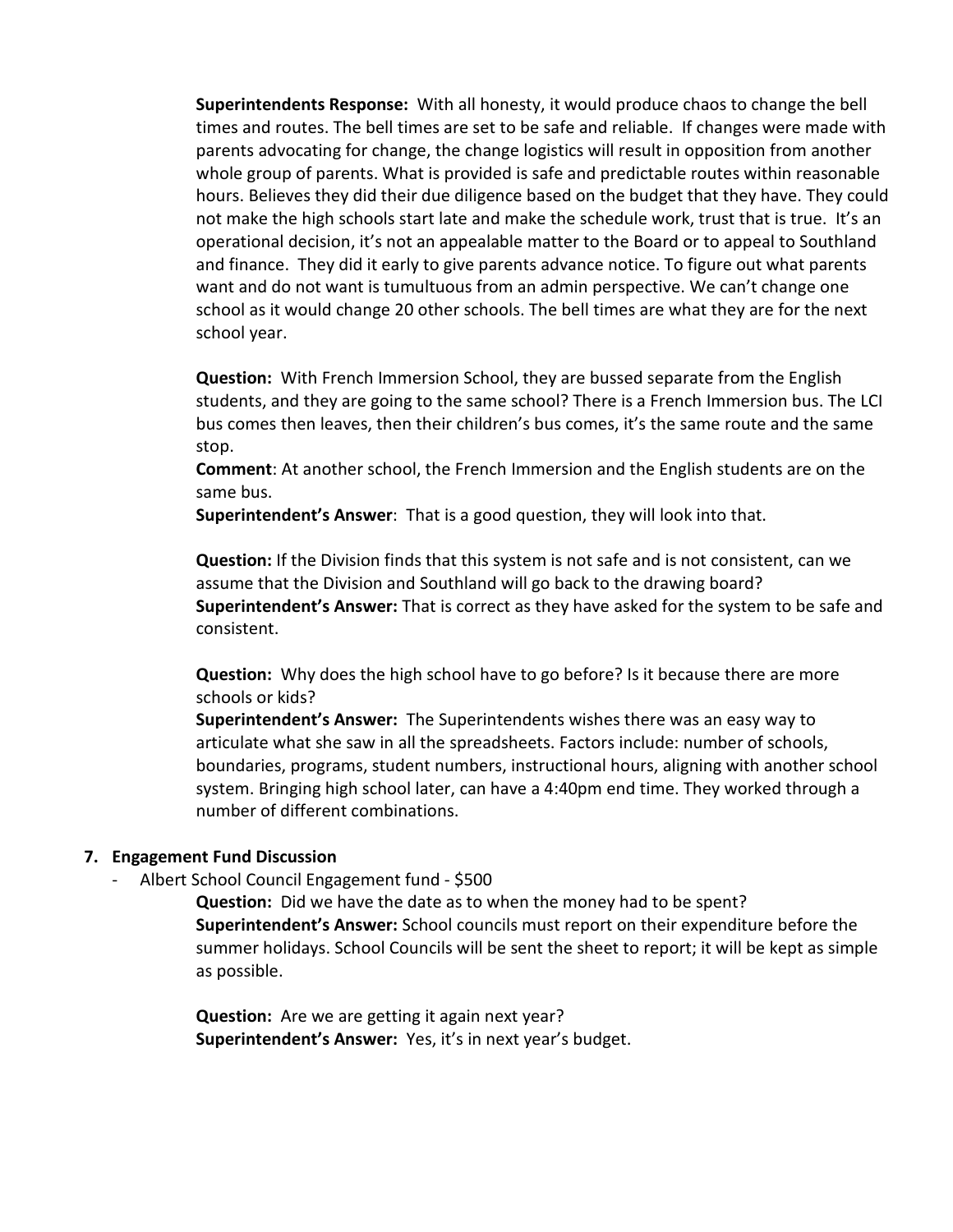**Superintendents Response:** With all honesty, it would produce chaos to change the bell times and routes. The bell times are set to be safe and reliable. If changes were made with parents advocating for change, the change logistics will result in opposition from another whole group of parents. What is provided is safe and predictable routes within reasonable hours. Believes they did their due diligence based on the budget that they have. They could not make the high schools start late and make the schedule work, trust that is true. It's an operational decision, it's not an appealable matter to the Board or to appeal to Southland and finance. They did it early to give parents advance notice. To figure out what parents want and do not want is tumultuous from an admin perspective. We can't change one school as it would change 20 other schools. The bell times are what they are for the next school year.

**Question:** With French Immersion School, they are bussed separate from the English students, and they are going to the same school? There is a French Immersion bus. The LCI bus comes then leaves, then their children's bus comes, it's the same route and the same stop.

**Comment**: At another school, the French Immersion and the English students are on the same bus.

**Superintendent's Answer**: That is a good question, they will look into that.

**Question:** If the Division finds that this system is not safe and is not consistent, can we assume that the Division and Southland will go back to the drawing board?

**Superintendent's Answer:** That is correct as they have asked for the system to be safe and consistent.

**Question:** Why does the high school have to go before? Is it because there are more schools or kids?

**Superintendent's Answer:** The Superintendents wishes there was an easy way to articulate what she saw in all the spreadsheets. Factors include: number of schools, boundaries, programs, student numbers, instructional hours, aligning with another school system. Bringing high school later, can have a 4:40pm end time. They worked through a number of different combinations.

**7. Engagement Fund Discussion**

- Albert School Council Engagement fund - $500

  **Question:** Did we have the date as to when the money had to be spent?

  **Superintendent's Answer:** School councils must report on their expenditure before the summer holidays. School Councils will be sent the sheet to report; it will be kept as simple as possible.

  **Question:** Are we are getting it again next year?

  **Superintendent's Answer:** Yes, it's in next year's budget.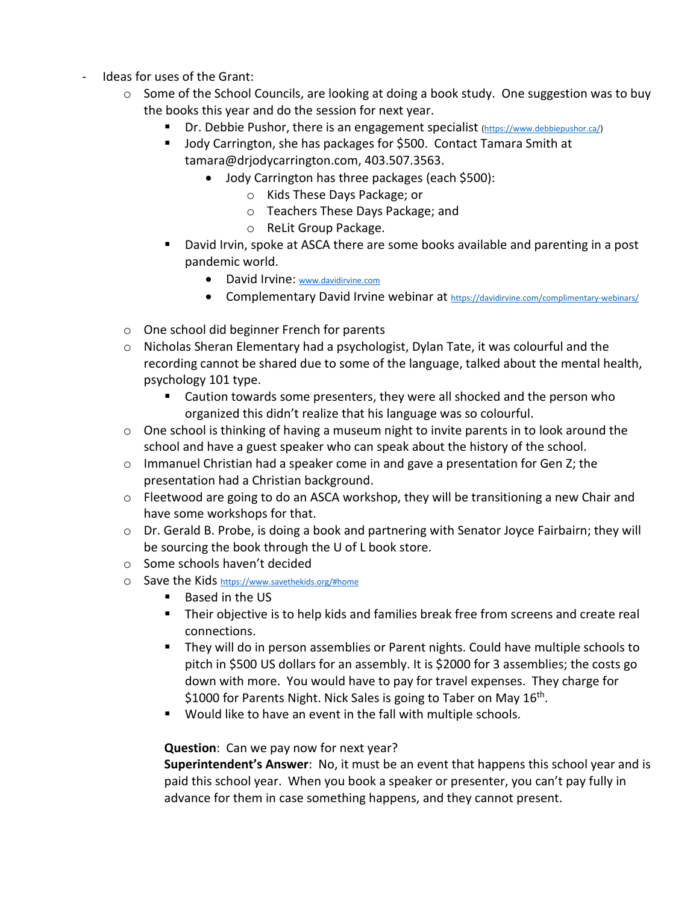- Ideas for uses of the Grant:
    - Some of the School Councils, are looking at doing a book study. One suggestion was to buy the books this year and do the session for next year.
        - Dr. Debbie Pushor, there is an engagement specialist (https://www.debbiepushor.ca/)
        - Jody Carrington, she has packages for $500. Contact Tamara Smith at tamara@drjodycarrington.com, 403.507.3563.
            - Jody Carrington has three packages (each $500):
                - Kids These Days Package; or
                - Teachers These Days Package; and
                - ReLit Group Package.
        - David Irvin, spoke at ASCA there are some books available and parenting in a post pandemic world.
            - David Irvine: www.davidirvine.com
            - Complementary David Irvine webinar at https://davidirvine.com/complimentary-webinars/
    - One school did beginner French for parents
    - Nicholas Sheran Elementary had a psychologist, Dylan Tate, it was colourful and the recording cannot be shared due to some of the language, talked about the mental health, psychology 101 type.
        - Caution towards some presenters, they were all shocked and the person who organized this didn't realize that his language was so colourful.
    - One school is thinking of having a museum night to invite parents in to look around the school and have a guest speaker who can speak about the history of the school.
    - Immanuel Christian had a speaker come in and gave a presentation for Gen Z; the presentation had a Christian background.
    - Fleetwood are going to do an ASCA workshop, they will be transitioning a new Chair and have some workshops for that.
    - Dr. Gerald B. Probe, is doing a book and partnering with Senator Joyce Fairbairn; they will be sourcing the book through the U of L book store.
    - Some schools haven't decided
    - Save the Kids https://www.savethekids.org/#home
        - Based in the US
        - Their objective is to help kids and families break free from screens and create real connections.
        - They will do in person assemblies or Parent nights. Could have multiple schools to pitch in $500 US dollars for an assembly. It is $2000 for 3 assemblies; the costs go down with more. You would have to pay for travel expenses. They charge for $1000 for Parents Night. Nick Sales is going to Taber on May 16th.
        - Would like to have an event in the fall with multiple schools.

        **Question**: Can we pay now for next year?
        **Superintendent's Answer**: No, it must be an event that happens this school year and is paid this school year. When you book a speaker or presenter, you can't pay fully in advance for them in case something happens, and they cannot present.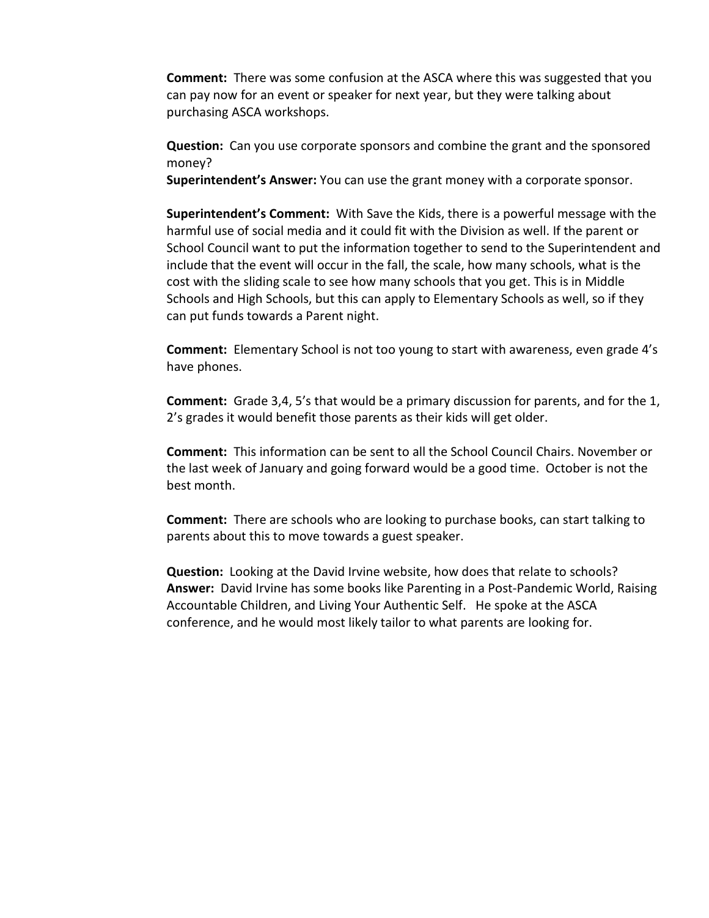**Comment:** There was some confusion at the ASCA where this was suggested that you can pay now for an event or speaker for next year, but they were talking about purchasing ASCA workshops.

**Question:** Can you use corporate sponsors and combine the grant and the sponsored money?
**Superintendent's Answer:** You can use the grant money with a corporate sponsor.

**Superintendent's Comment:** With Save the Kids, there is a powerful message with the harmful use of social media and it could fit with the Division as well. If the parent or School Council want to put the information together to send to the Superintendent and include that the event will occur in the fall, the scale, how many schools, what is the cost with the sliding scale to see how many schools that you get. This is in Middle Schools and High Schools, but this can apply to Elementary Schools as well, so if they can put funds towards a Parent night.

**Comment:** Elementary School is not too young to start with awareness, even grade 4's have phones.

**Comment:** Grade 3,4, 5's that would be a primary discussion for parents, and for the 1, 2's grades it would benefit those parents as their kids will get older.

**Comment:** This information can be sent to all the School Council Chairs. November or the last week of January and going forward would be a good time. October is not the best month.

**Comment:** There are schools who are looking to purchase books, can start talking to parents about this to move towards a guest speaker.

**Question:** Looking at the David Irvine website, how does that relate to schools?
**Answer:** David Irvine has some books like Parenting in a Post-Pandemic World, Raising Accountable Children, and Living Your Authentic Self. He spoke at the ASCA conference, and he would most likely tailor to what parents are looking for.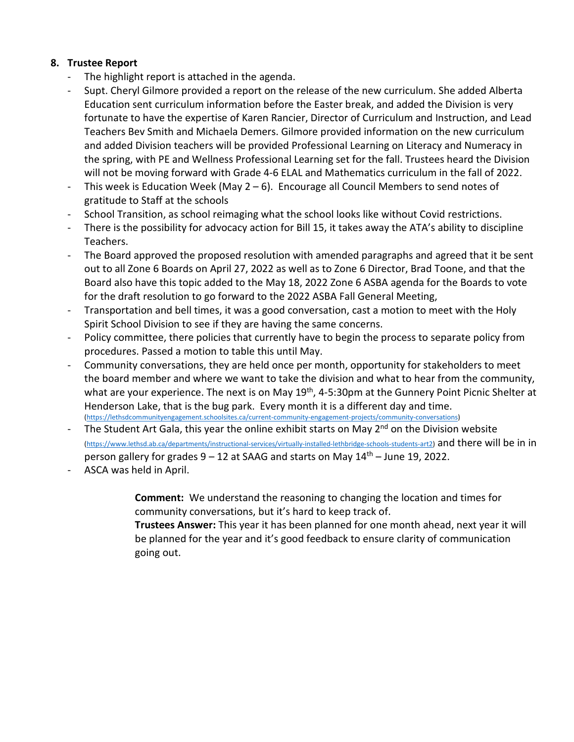## 8. Trustee Report

- The highlight report is attached in the agenda.
- Supt. Cheryl Gilmore provided a report on the release of the new curriculum. She added Alberta Education sent curriculum information before the Easter break, and added the Division is very fortunate to have the expertise of Karen Rancier, Director of Curriculum and Instruction, and Lead Teachers Bev Smith and Michaela Demers. Gilmore provided information on the new curriculum and added Division teachers will be provided Professional Learning on Literacy and Numeracy in the spring, with PE and Wellness Professional Learning set for the fall. Trustees heard the Division will not be moving forward with Grade 4-6 ELAL and Mathematics curriculum in the fall of 2022.
- This week is Education Week (May 2 – 6). Encourage all Council Members to send notes of gratitude to Staff at the schools
- School Transition, as school reimaging what the school looks like without Covid restrictions.
- There is the possibility for advocacy action for Bill 15, it takes away the ATA's ability to discipline Teachers.
- The Board approved the proposed resolution with amended paragraphs and agreed that it be sent out to all Zone 6 Boards on April 27, 2022 as well as to Zone 6 Director, Brad Toone, and that the Board also have this topic added to the May 18, 2022 Zone 6 ASBA agenda for the Boards to vote for the draft resolution to go forward to the 2022 ASBA Fall General Meeting,
- Transportation and bell times, it was a good conversation, cast a motion to meet with the Holy Spirit School Division to see if they are having the same concerns.
- Policy committee, there policies that currently have to begin the process to separate policy from procedures. Passed a motion to table this until May.
- Community conversations, they are held once per month, opportunity for stakeholders to meet the board member and where we want to take the division and what to hear from the community, what are your experience. The next is on May 19th, 4-5:30pm at the Gunnery Point Picnic Shelter at Henderson Lake, that is the bug park. Every month it is a different day and time. (https://lethsdcommunityengagement.schoolsites.ca/current-community-engagement-projects/community-conversations)
- The Student Art Gala, this year the online exhibit starts on May 2nd on the Division website (https://www.lethsd.ab.ca/departments/instructional-services/virtually-installed-lethbridge-schools-students-art2) and there will be in in person gallery for grades 9 – 12 at SAAG and starts on May 14th – June 19, 2022.
- ASCA was held in April.

> **Comment:** We understand the reasoning to changing the location and times for community conversations, but it's hard to keep track of.
>
> **Trustees Answer:** This year it has been planned for one month ahead, next year it will be planned for the year and it's good feedback to ensure clarity of communication going out.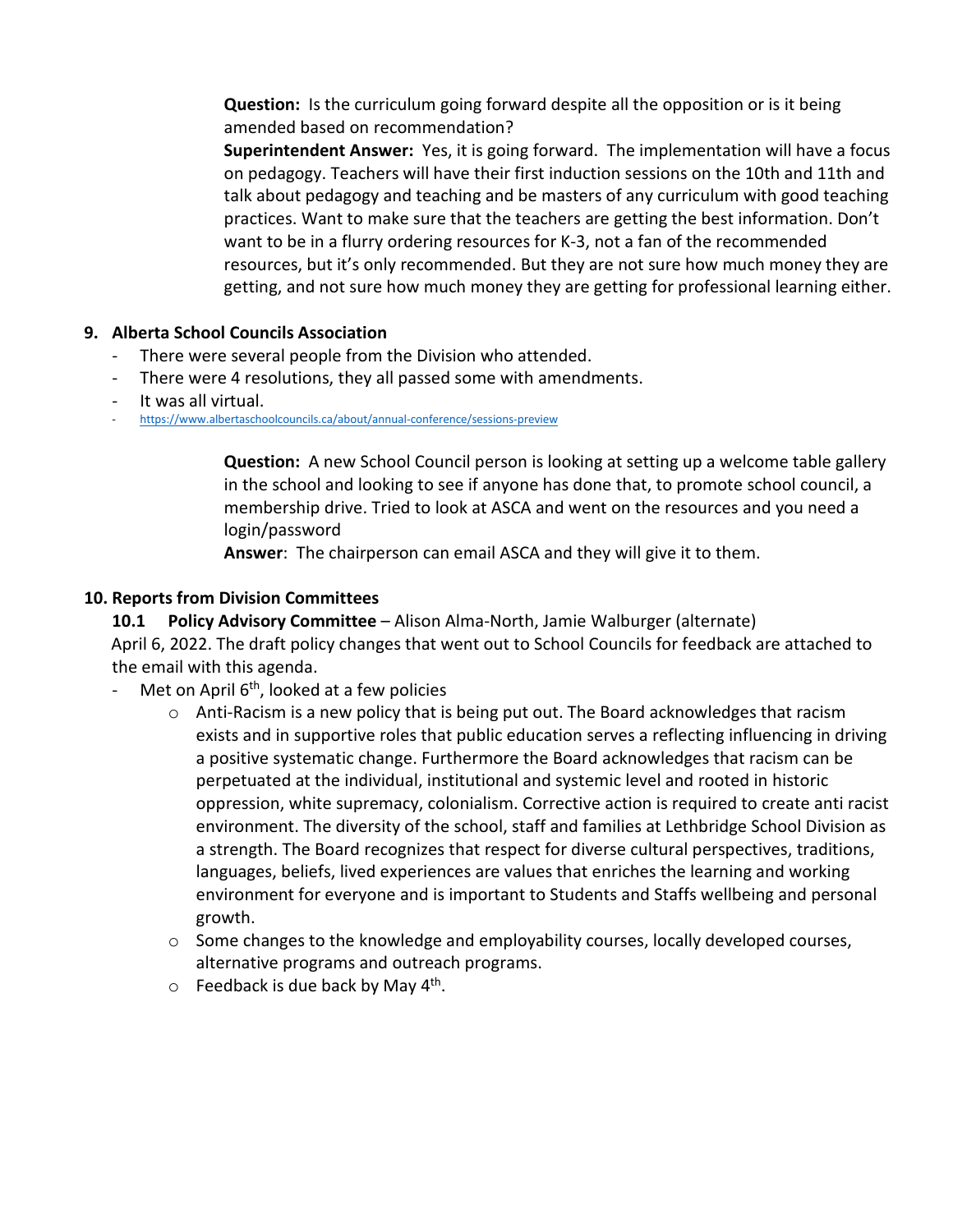**Question:** Is the curriculum going forward despite all the opposition or is it being amended based on recommendation?

**Superintendent Answer:** Yes, it is going forward. The implementation will have a focus on pedagogy. Teachers will have their first induction sessions on the 10th and 11th and talk about pedagogy and teaching and be masters of any curriculum with good teaching practices. Want to make sure that the teachers are getting the best information. Don't want to be in a flurry ordering resources for K-3, not a fan of the recommended resources, but it's only recommended. But they are not sure how much money they are getting, and not sure how much money they are getting for professional learning either.

## 9. Alberta School Councils Association

- There were several people from the Division who attended.
- There were 4 resolutions, they all passed some with amendments.
- It was all virtual.
- https://www.albertaschoolcouncils.ca/about/annual-conference/sessions-preview

**Question:** A new School Council person is looking at setting up a welcome table gallery in the school and looking to see if anyone has done that, to promote school council, a membership drive. Tried to look at ASCA and went on the resources and you need a login/password

**Answer**: The chairperson can email ASCA and they will give it to them.

## 10. Reports from Division Committees

**10.1 Policy Advisory Committee** – Alison Alma-North, Jamie Walburger (alternate)

April 6, 2022. The draft policy changes that went out to School Councils for feedback are attached to the email with this agenda.

- Met on April 6th, looked at a few policies
  - Anti-Racism is a new policy that is being put out. The Board acknowledges that racism exists and in supportive roles that public education serves a reflecting influencing in driving a positive systematic change. Furthermore the Board acknowledges that racism can be perpetuated at the individual, institutional and systemic level and rooted in historic oppression, white supremacy, colonialism. Corrective action is required to create anti racist environment. The diversity of the school, staff and families at Lethbridge School Division as a strength. The Board recognizes that respect for diverse cultural perspectives, traditions, languages, beliefs, lived experiences are values that enriches the learning and working environment for everyone and is important to Students and Staffs wellbeing and personal growth.
  - Some changes to the knowledge and employability courses, locally developed courses, alternative programs and outreach programs.
  - Feedback is due back by May 4th.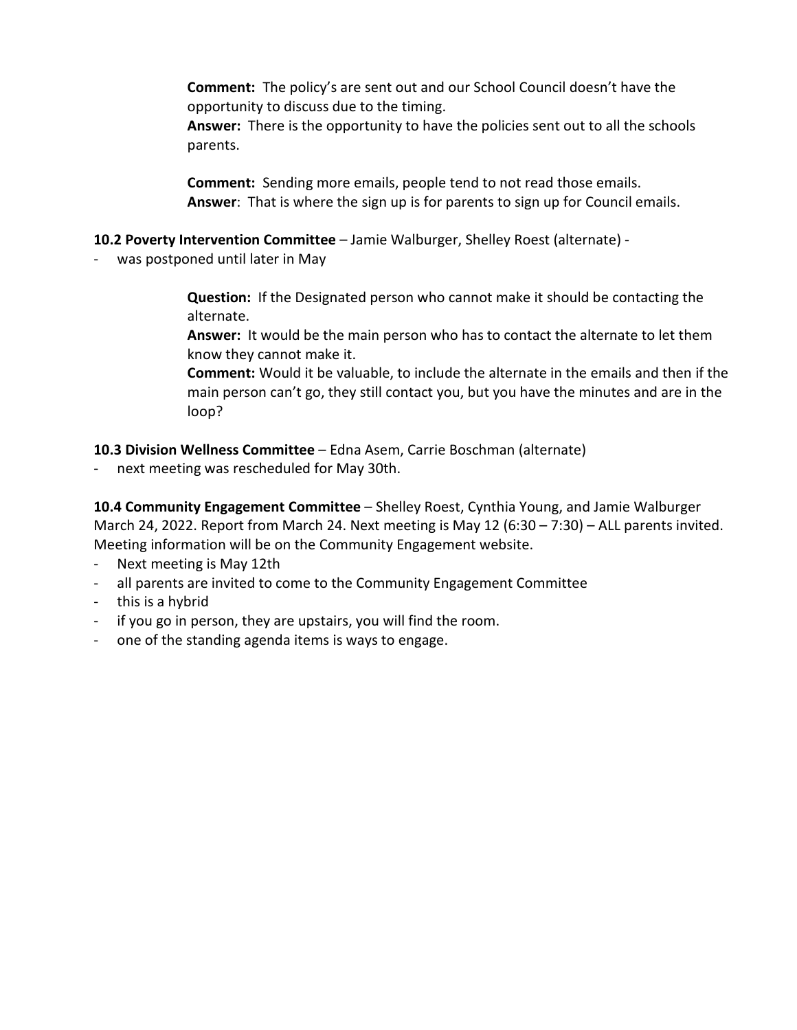**Comment:** The policy's are sent out and our School Council doesn't have the opportunity to discuss due to the timing.
**Answer:** There is the opportunity to have the policies sent out to all the schools parents.

**Comment:** Sending more emails, people tend to not read those emails.
**Answer**: That is where the sign up is for parents to sign up for Council emails.

**10.2 Poverty Intervention Committee** – Jamie Walburger, Shelley Roest (alternate) -

- was postponed until later in May

**Question:** If the Designated person who cannot make it should be contacting the alternate.
**Answer:** It would be the main person who has to contact the alternate to let them know they cannot make it.
**Comment:** Would it be valuable, to include the alternate in the emails and then if the main person can't go, they still contact you, but you have the minutes and are in the loop?

**10.3 Division Wellness Committee** – Edna Asem, Carrie Boschman (alternate)

- next meeting was rescheduled for May 30th.

**10.4 Community Engagement Committee** – Shelley Roest, Cynthia Young, and Jamie Walburger March 24, 2022. Report from March 24. Next meeting is May 12 (6:30 – 7:30) – ALL parents invited. Meeting information will be on the Community Engagement website.

- Next meeting is May 12th
- all parents are invited to come to the Community Engagement Committee
- this is a hybrid
- if you go in person, they are upstairs, you will find the room.
- one of the standing agenda items is ways to engage.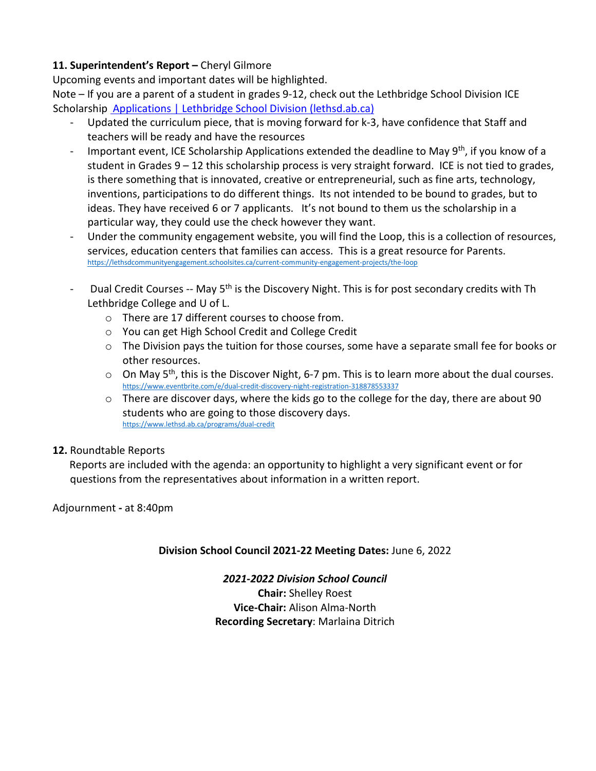**11. Superintendent's Report –** Cheryl Gilmore

Upcoming events and important dates will be highlighted.

Note – If you are a parent of a student in grades 9-12, check out the Lethbridge School Division ICE Scholarship [Applications | Lethbridge School Division (lethsd.ab.ca)]

- Updated the curriculum piece, that is moving forward for k-3, have confidence that Staff and teachers will be ready and have the resources
- Important event, ICE Scholarship Applications extended the deadline to May 9th, if you know of a student in Grades 9 – 12 this scholarship process is very straight forward. ICE is not tied to grades, is there something that is innovated, creative or entrepreneurial, such as fine arts, technology, inventions, participations to do different things. Its not intended to be bound to grades, but to ideas. They have received 6 or 7 applicants. It's not bound to them us the scholarship in a particular way, they could use the check however they want.
- Under the community engagement website, you will find the Loop, this is a collection of resources, services, education centers that families can access. This is a great resource for Parents. https://lethsdcommunityengagement.schoolsites.ca/current-community-engagement-projects/the-loop
- Dual Credit Courses -- May 5th is the Discovery Night. This is for post secondary credits with Th Lethbridge College and U of L.
  - There are 17 different courses to choose from.
  - You can get High School Credit and College Credit
  - The Division pays the tuition for those courses, some have a separate small fee for books or other resources.
  - On May 5th, this is the Discover Night, 6-7 pm. This is to learn more about the dual courses. https://www.eventbrite.com/e/dual-credit-discovery-night-registration-318878553337
  - There are discover days, where the kids go to the college for the day, there are about 90 students who are going to those discovery days. https://www.lethsd.ab.ca/programs/dual-credit

**12.** Roundtable Reports

Reports are included with the agenda: an opportunity to highlight a very significant event or for questions from the representatives about information in a written report.

Adjournment **-** at 8:40pm

**Division School Council 2021-22 Meeting Dates:** June 6, 2022

***2021-2022 Division School Council***

**Chair:** Shelley Roest

**Vice-Chair:** Alison Alma-North

**Recording Secretary**: Marlaina Ditrich